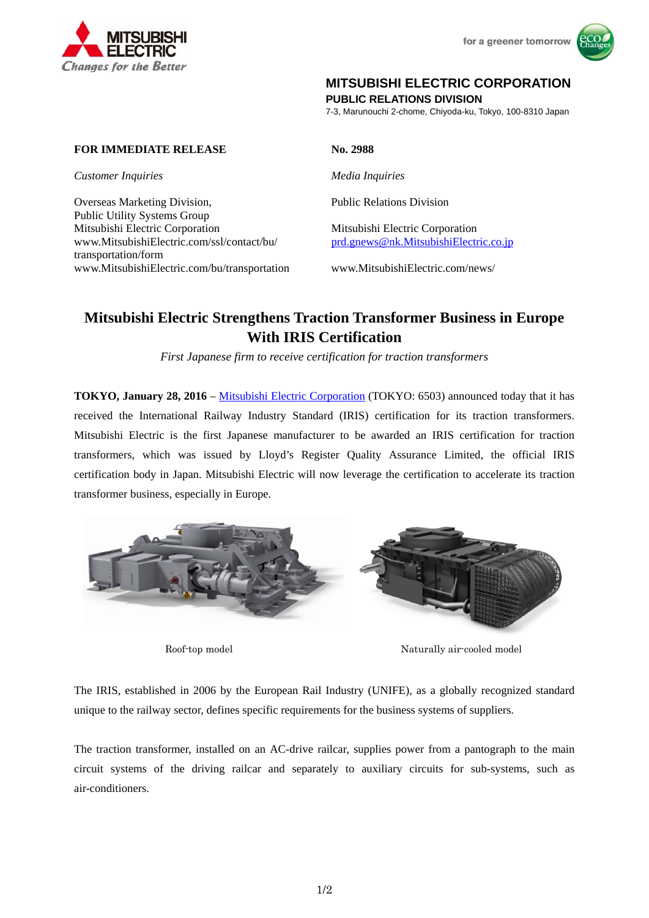MITSUBISHI ELECTRIC
*Changes for the Better*

for a greener tomorrow

**MITSUBISHI ELECTRIC CORPORATION**
**PUBLIC RELATIONS DIVISION**
7-3, Marunouchi 2-chome, Chiyoda-ku, Tokyo, 100-8310 Japan

**FOR IMMEDIATE RELEASE**

**No. 2988**

*Customer Inquiries*

Overseas Marketing Division,
Public Utility Systems Group
Mitsubishi Electric Corporation
www.MitsubishiElectric.com/ssl/contact/bu/transportation/form
www.MitsubishiElectric.com/bu/transportation

*Media Inquiries*

Public Relations Division

Mitsubishi Electric Corporation
prd.gnews@nk.MitsubishiElectric.co.jp

www.MitsubishiElectric.com/news/

# Mitsubishi Electric Strengthens Traction Transformer Business in Europe With IRIS Certification

*First Japanese firm to receive certification for traction transformers*

**TOKYO, January 28, 2016** – Mitsubishi Electric Corporation (TOKYO: 6503) announced today that it has received the International Railway Industry Standard (IRIS) certification for its traction transformers. Mitsubishi Electric is the first Japanese manufacturer to be awarded an IRIS certification for traction transformers, which was issued by Lloyd's Register Quality Assurance Limited, the official IRIS certification body in Japan. Mitsubishi Electric will now leverage the certification to accelerate its traction transformer business, especially in Europe.

Roof-top model

Naturally air-cooled model

The IRIS, established in 2006 by the European Rail Industry (UNIFE), as a globally recognized standard unique to the railway sector, defines specific requirements for the business systems of suppliers.

The traction transformer, installed on an AC-drive railcar, supplies power from a pantograph to the main circuit systems of the driving railcar and separately to auxiliary circuits for sub-systems, such as air-conditioners.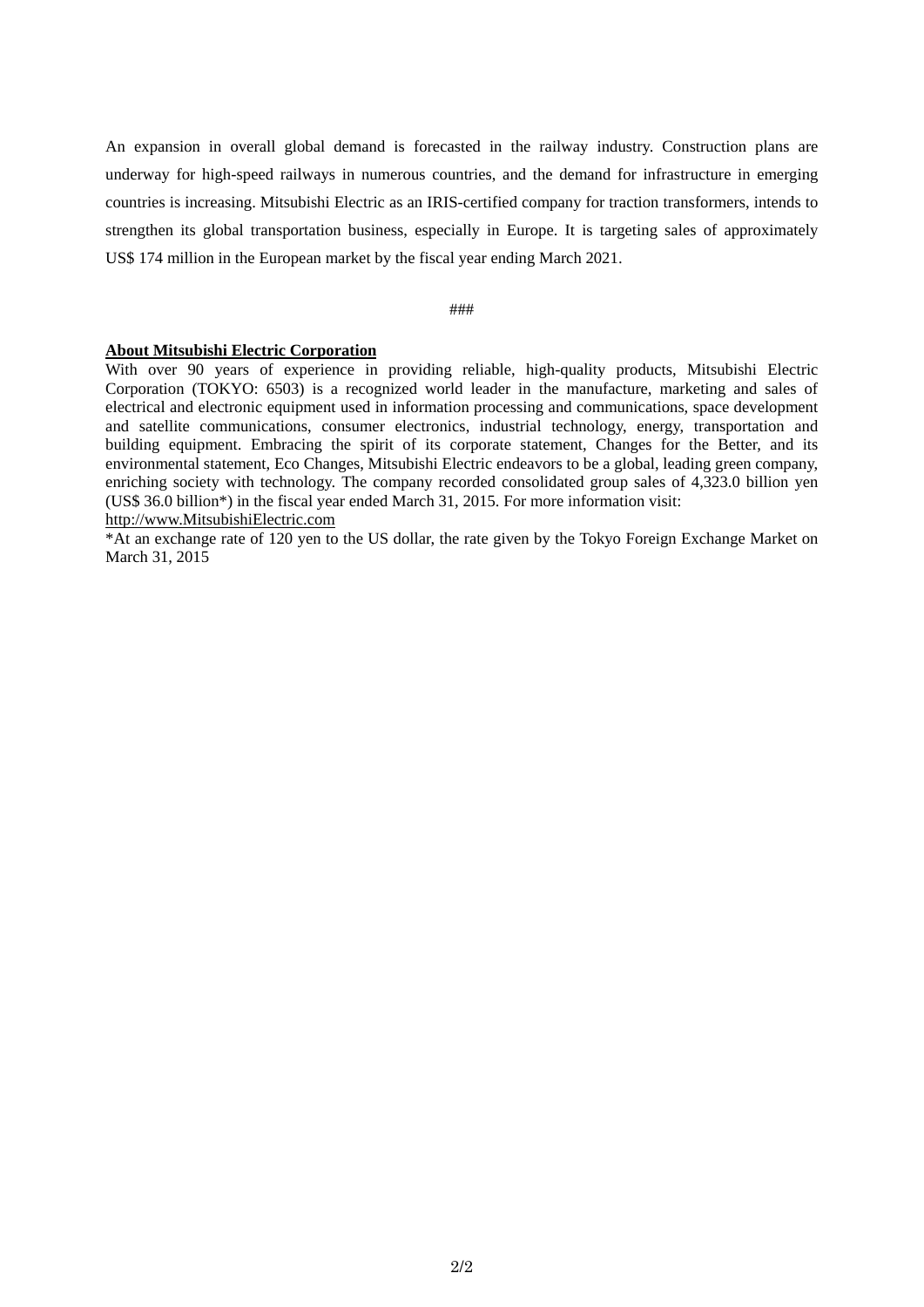An expansion in overall global demand is forecasted in the railway industry. Construction plans are underway for high-speed railways in numerous countries, and the demand for infrastructure in emerging countries is increasing. Mitsubishi Electric as an IRIS-certified company for traction transformers, intends to strengthen its global transportation business, especially in Europe. It is targeting sales of approximately US$ 174 million in the European market by the fiscal year ending March 2021.

###

**About Mitsubishi Electric Corporation**

With over 90 years of experience in providing reliable, high-quality products, Mitsubishi Electric Corporation (TOKYO: 6503) is a recognized world leader in the manufacture, marketing and sales of electrical and electronic equipment used in information processing and communications, space development and satellite communications, consumer electronics, industrial technology, energy, transportation and building equipment. Embracing the spirit of its corporate statement, Changes for the Better, and its environmental statement, Eco Changes, Mitsubishi Electric endeavors to be a global, leading green company, enriching society with technology. The company recorded consolidated group sales of 4,323.0 billion yen (US$ 36.0 billion*) in the fiscal year ended March 31, 2015. For more information visit: http://www.MitsubishiElectric.com

*At an exchange rate of 120 yen to the US dollar, the rate given by the Tokyo Foreign Exchange Market on March 31, 2015